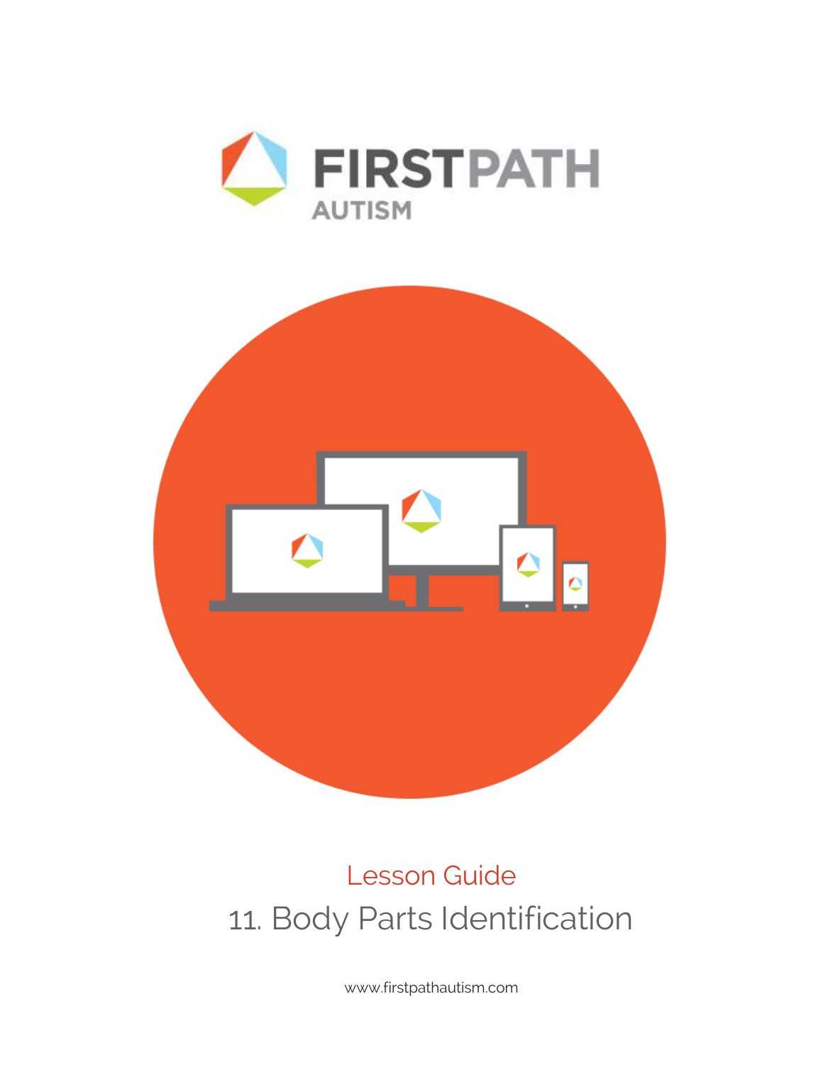# FIRSTPATH AUTISM

## Lesson Guide

# 11. Body Parts Identification

www.firstpathautism.com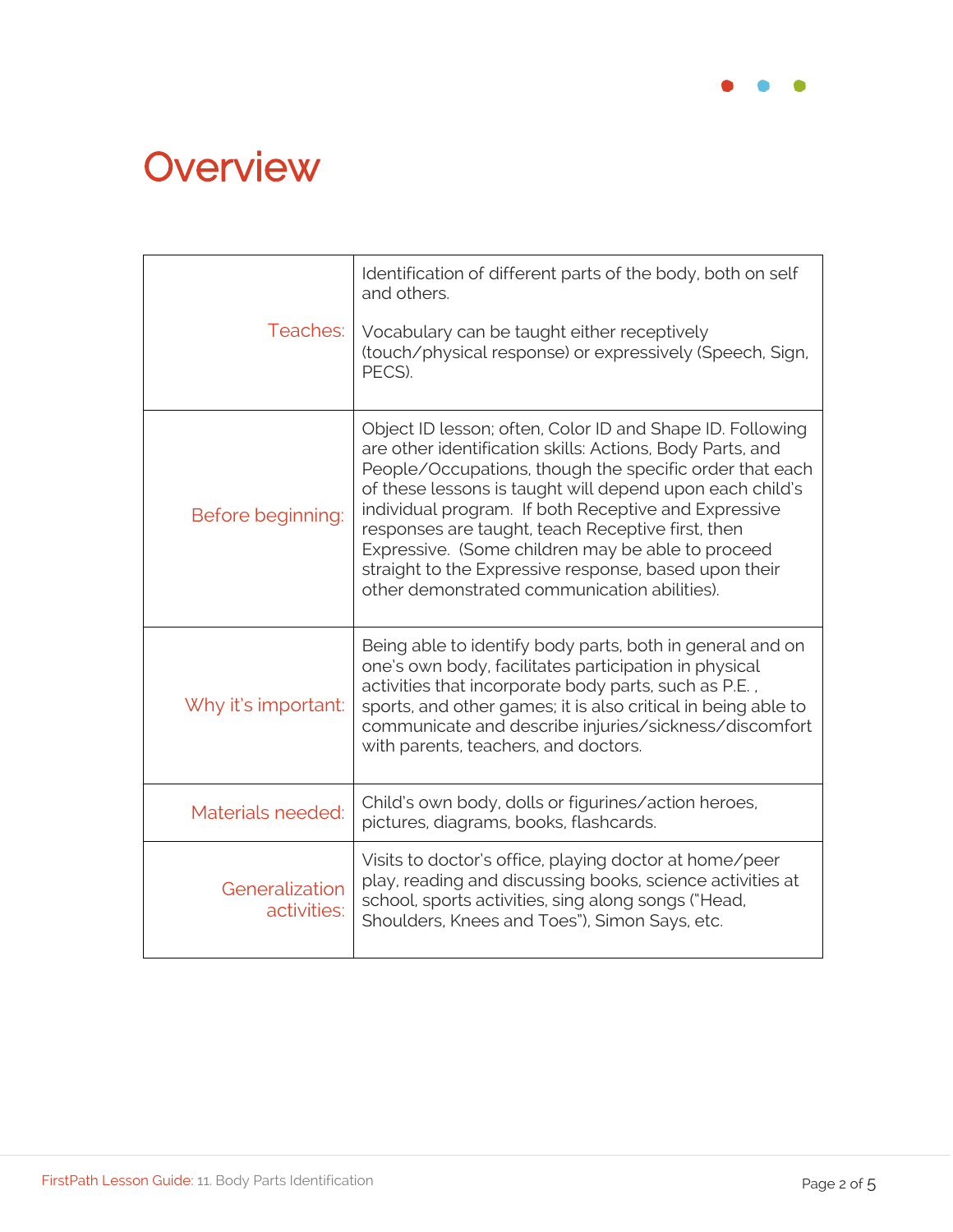# Overview

| | |
|---|---|
| Teaches: | Identification of different parts of the body, both on self and others.<br><br>Vocabulary can be taught either receptively (touch/physical response) or expressively (Speech, Sign, PECS). |
| Before beginning: | Object ID lesson; often, Color ID and Shape ID. Following are other identification skills: Actions, Body Parts, and People/Occupations, though the specific order that each of these lessons is taught will depend upon each child's individual program. If both Receptive and Expressive responses are taught, teach Receptive first, then Expressive. (Some children may be able to proceed straight to the Expressive response, based upon their other demonstrated communication abilities). |
| Why it's important: | Being able to identify body parts, both in general and on one's own body, facilitates participation in physical activities that incorporate body parts, such as P.E. , sports, and other games; it is also critical in being able to communicate and describe injuries/sickness/discomfort with parents, teachers, and doctors. |
| Materials needed: | Child's own body, dolls or figurines/action heroes, pictures, diagrams, books, flashcards. |
| Generalization activities: | Visits to doctor's office, playing doctor at home/peer play, reading and discussing books, science activities at school, sports activities, sing along songs ("Head, Shoulders, Knees and Toes"), Simon Says, etc. |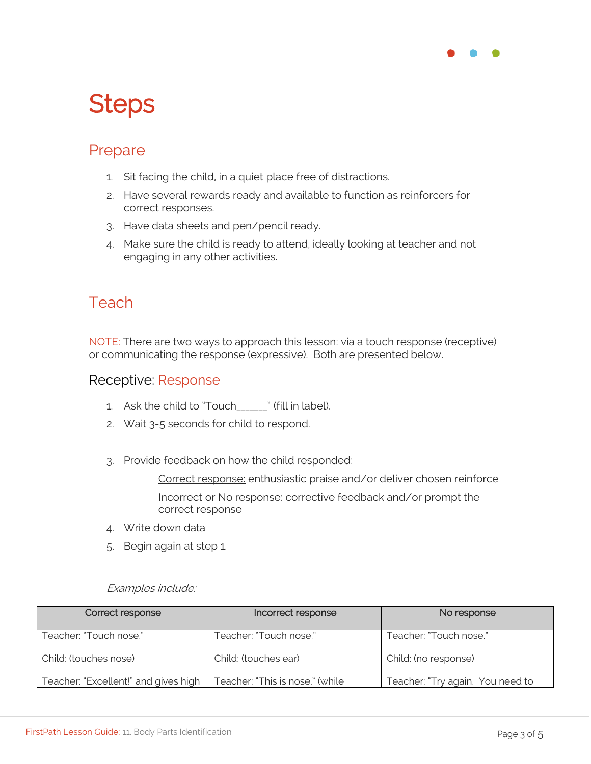# Steps

## Prepare

1. Sit facing the child, in a quiet place free of distractions.
2. Have several rewards ready and available to function as reinforcers for correct responses.
3. Have data sheets and pen/pencil ready.
4. Make sure the child is ready to attend, ideally looking at teacher and not engaging in any other activities.

## Teach

NOTE: There are two ways to approach this lesson: via a touch response (receptive) or communicating the response (expressive). Both are presented below.

### Receptive: Response

1. Ask the child to "Touch______" (fill in label).
2. Wait 3-5 seconds for child to respond.
3. Provide feedback on how the child responded:

   Correct response: enthusiastic praise and/or deliver chosen reinforce

   Incorrect or No response: corrective feedback and/or prompt the correct response
4. Write down data
5. Begin again at step 1.

*Examples include:*

| Correct response | Incorrect response | No response |
|---|---|---|
| Teacher: "Touch nose."<br><br>Child: (touches nose)<br><br>Teacher: "Excellent!" and gives high | Teacher: "Touch nose."<br><br>Child: (touches ear)<br><br>Teacher: "This is nose." (while | Teacher: "Touch nose."<br><br>Child: (no response)<br><br>Teacher: "Try again. You need to |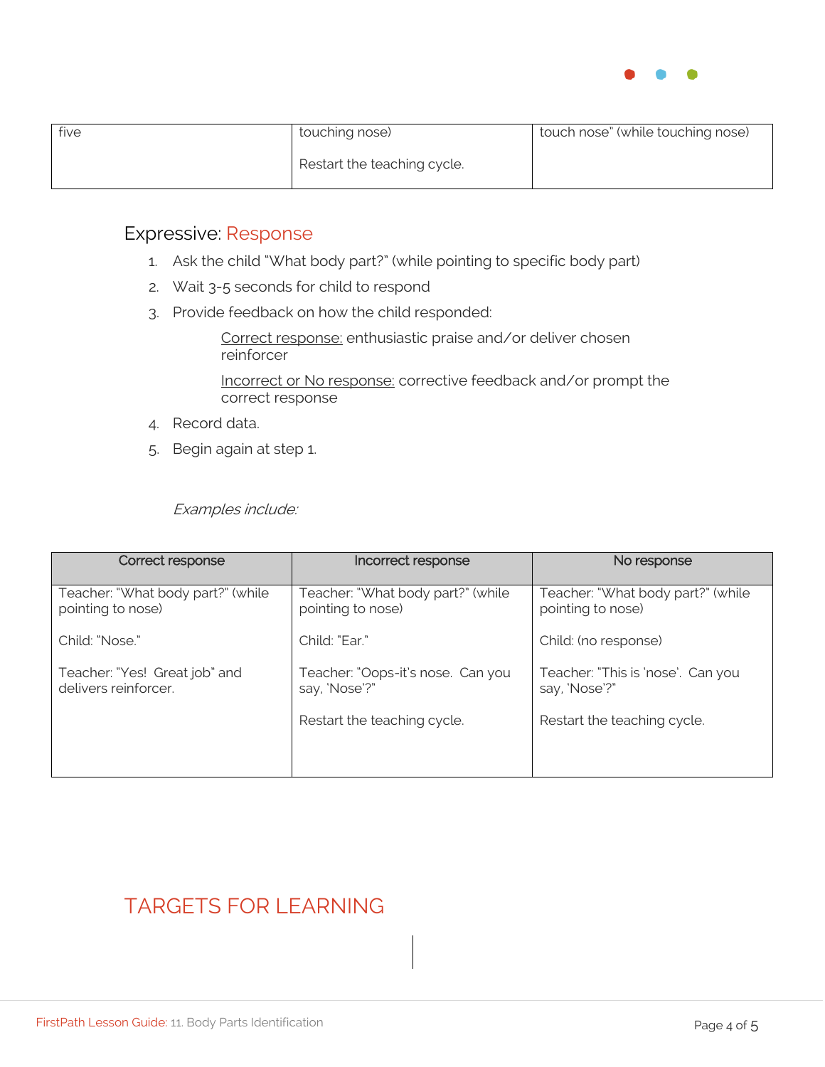| five | touching nose)<br><br>Restart the teaching cycle. | touch nose" (while touching nose) |
|---|---|---|

## Expressive: Response

1. Ask the child "What body part?" (while pointing to specific body part)
2. Wait 3-5 seconds for child to respond
3. Provide feedback on how the child responded:

   Correct response: enthusiastic praise and/or deliver chosen reinforcer

   Incorrect or No response: corrective feedback and/or prompt the correct response

4. Record data.
5. Begin again at step 1.

*Examples include:*

| Correct response | Incorrect response | No response |
|---|---|---|
| Teacher: "What body part?" (while pointing to nose)<br><br>Child: "Nose."<br><br>Teacher: "Yes! Great job" and delivers reinforcer. | Teacher: "What body part?" (while pointing to nose)<br><br>Child: "Ear."<br><br>Teacher: "Oops-it's nose. Can you say, 'Nose'?"<br><br>Restart the teaching cycle. | Teacher: "What body part?" (while pointing to nose)<br><br>Child: (no response)<br><br>Teacher: "This is 'nose'. Can you say, 'Nose'?"<br><br>Restart the teaching cycle. |

## TARGETS FOR LEARNING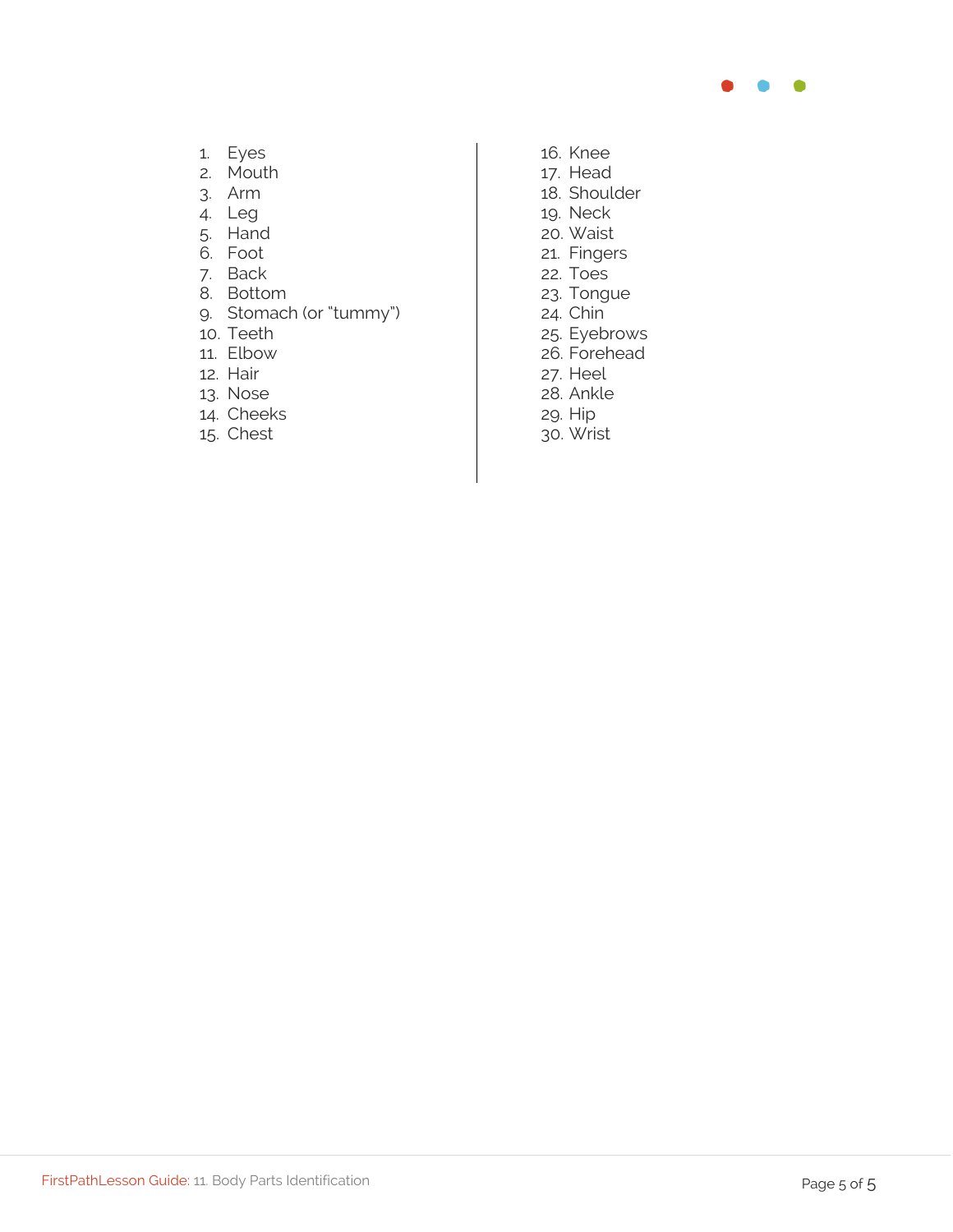1. Eyes
2. Mouth
3. Arm
4. Leg
5. Hand
6. Foot
7. Back
8. Bottom
9. Stomach (or "tummy")
10. Teeth
11. Elbow
12. Hair
13. Nose
14. Cheeks
15. Chest
16. Knee
17. Head
18. Shoulder
19. Neck
20. Waist
21. Fingers
22. Toes
23. Tongue
24. Chin
25. Eyebrows
26. Forehead
27. Heel
28. Ankle
29. Hip
30. Wrist